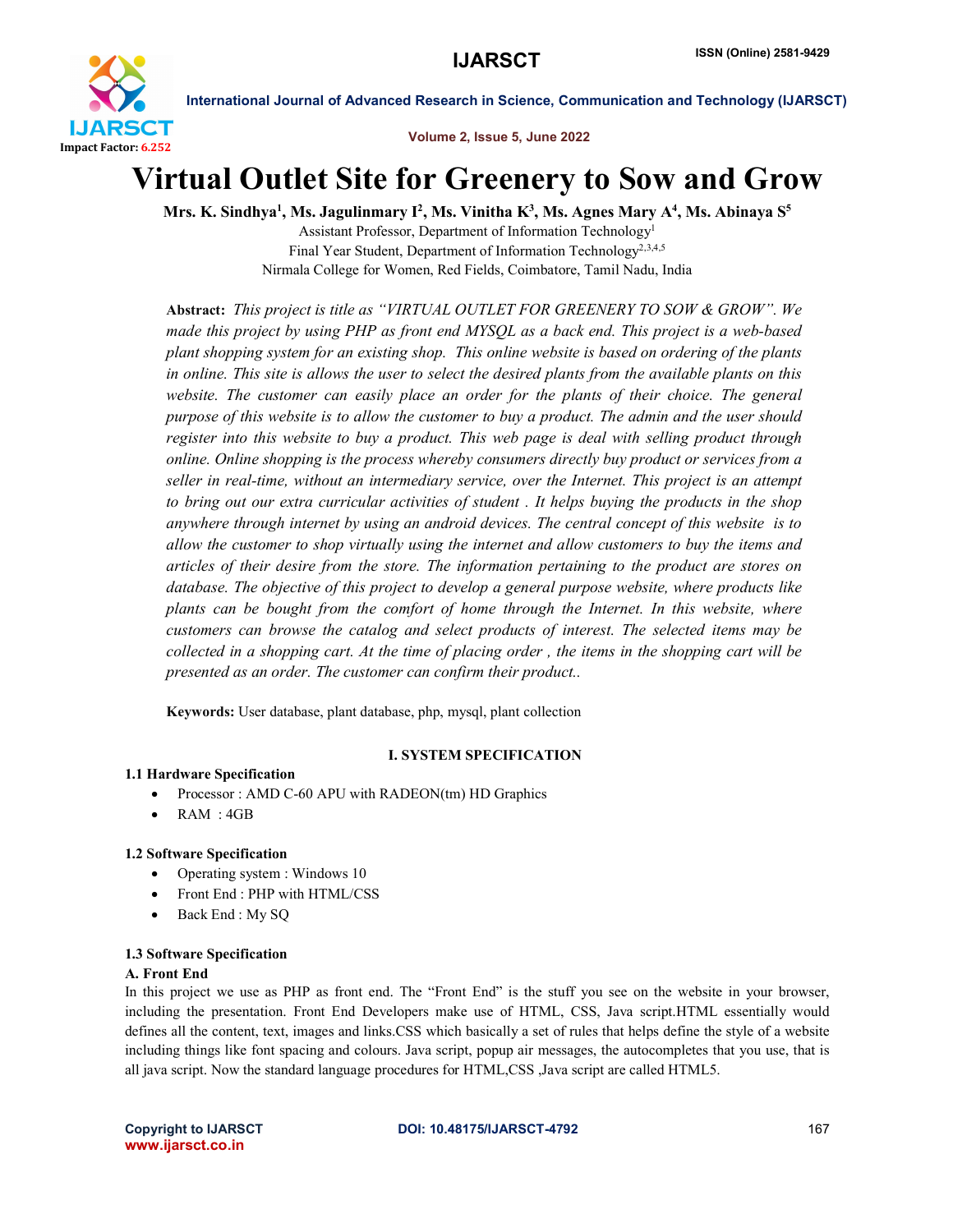# Virtual Outlet Site for Greenery to Sow and Grow

**Mrs. K. Sindhya[1], Ms. Jagulinmary I[2], Ms. Vinitha K[3], Ms. Agnes Mary A[4], Ms. Abinaya S[5]**

Assistant Professor, Department of Information Technology[1]

Final Year Student, Department of Information Technology[2,3,4,5]

Nirmala College for Women, Red Fields, Coimbatore, Tamil Nadu, India

**Abstract:** *This project is title as "VIRTUAL OUTLET FOR GREENERY TO SOW & GROW". We made this project by using PHP as front end MYSQL as a back end. This project is a web-based plant shopping system for an existing shop. This online website is based on ordering of the plants in online. This site is allows the user to select the desired plants from the available plants on this website. The customer can easily place an order for the plants of their choice. The general purpose of this website is to allow the customer to buy a product. The admin and the user should register into this website to buy a product. This web page is deal with selling product through online. Online shopping is the process whereby consumers directly buy product or services from a seller in real-time, without an intermediary service, over the Internet. This project is an attempt to bring out our extra curricular activities of student . It helps buying the products in the shop anywhere through internet by using an android devices. The central concept of this website is to allow the customer to shop virtually using the internet and allow customers to buy the items and articles of their desire from the store. The information pertaining to the product are stores on database. The objective of this project to develop a general purpose website, where products like plants can be bought from the comfort of home through the Internet. In this website, where customers can browse the catalog and select products of interest. The selected items may be collected in a shopping cart. At the time of placing order , the items in the shopping cart will be presented as an order. The customer can confirm their product..*

**Keywords:** User database, plant database, php, mysql, plant collection

## I. SYSTEM SPECIFICATION

### 1.1 Hardware Specification

- Processor : AMD C-60 APU with RADEON(tm) HD Graphics
- RAM : 4GB

### 1.2 Software Specification

- Operating system : Windows 10
- Front End : PHP with HTML/CSS
- Back End : My SQ

### 1.3 Software Specification

#### A. Front End

In this project we use as PHP as front end. The "Front End" is the stuff you see on the website in your browser, including the presentation. Front End Developers make use of HTML, CSS, Java script.HTML essentially would defines all the content, text, images and links.CSS which basically a set of rules that helps define the style of a website including things like font spacing and colours. Java script, popup air messages, the autocompletes that you use, that is all java script. Now the standard language procedures for HTML,CSS ,Java script are called HTML5.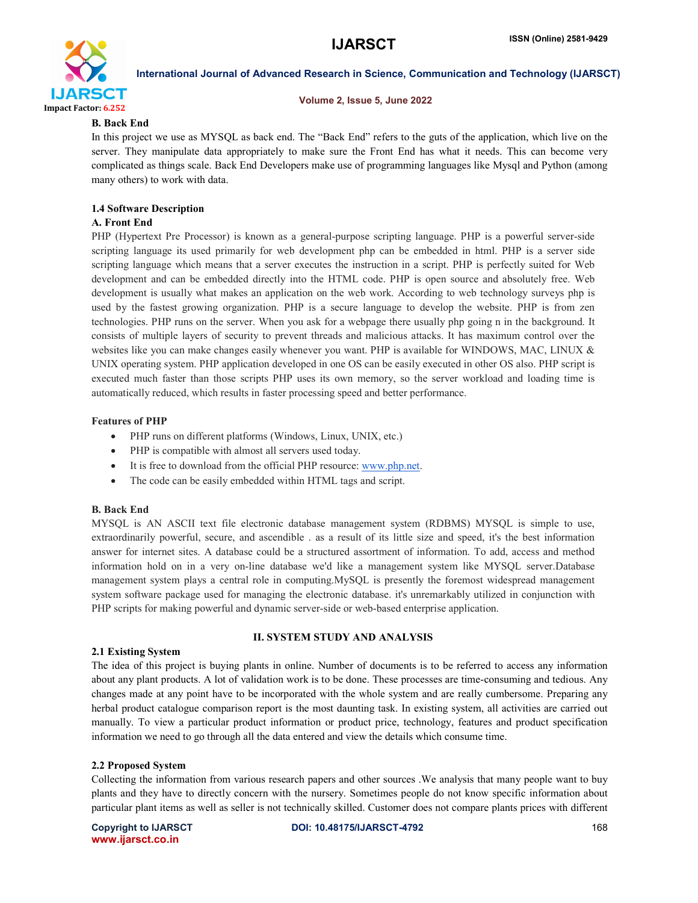**B. Back End**

In this project we use as MYSQL as back end. The "Back End" refers to the guts of the application, which live on the server. They manipulate data appropriately to make sure the Front End has what it needs. This can become very complicated as things scale. Back End Developers make use of programming languages like Mysql and Python (among many others) to work with data.

### 1.4 Software Description

**A. Front End**

PHP (Hypertext Pre Processor) is known as a general-purpose scripting language. PHP is a powerful server-side scripting language its used primarily for web development php can be embedded in html. PHP is a server side scripting language which means that a server executes the instruction in a script. PHP is perfectly suited for Web development and can be embedded directly into the HTML code. PHP is open source and absolutely free. Web development is usually what makes an application on the web work. According to web technology surveys php is used by the fastest growing organization. PHP is a secure language to develop the website. PHP is from zen technologies. PHP runs on the server. When you ask for a webpage there usually php going n in the background. It consists of multiple layers of security to prevent threads and malicious attacks. It has maximum control over the websites like you can make changes easily whenever you want. PHP is available for WINDOWS, MAC, LINUX & UNIX operating system. PHP application developed in one OS can be easily executed in other OS also. PHP script is executed much faster than those scripts PHP uses its own memory, so the server workload and loading time is automatically reduced, which results in faster processing speed and better performance.

**Features of PHP**

- PHP runs on different platforms (Windows, Linux, UNIX, etc.)
- PHP is compatible with almost all servers used today.
- It is free to download from the official PHP resource: [www.php.net](http://www.php.net).
- The code can be easily embedded within HTML tags and script.

**B. Back End**

MYSQL is AN ASCII text file electronic database management system (RDBMS) MYSQL is simple to use, extraordinarily powerful, secure, and ascendible . as a result of its little size and speed, it's the best information answer for internet sites. A database could be a structured assortment of information. To add, access and method information hold on in a very on-line database we'd like a management system like MYSQL server.Database management system plays a central role in computing.MySQL is presently the foremost widespread management system software package used for managing the electronic database. it's unremarkably utilized in conjunction with PHP scripts for making powerful and dynamic server-side or web-based enterprise application.

## II. SYSTEM STUDY AND ANALYSIS

### 2.1 Existing System

The idea of this project is buying plants in online. Number of documents is to be referred to access any information about any plant products. A lot of validation work is to be done. These processes are time-consuming and tedious. Any changes made at any point have to be incorporated with the whole system and are really cumbersome. Preparing any herbal product catalogue comparison report is the most daunting task. In existing system, all activities are carried out manually. To view a particular product information or product price, technology, features and product specification information we need to go through all the data entered and view the details which consume time.

### 2.2 Proposed System

Collecting the information from various research papers and other sources .We analysis that many people want to buy plants and they have to directly concern with the nursery. Sometimes people do not know specific information about particular plant items as well as seller is not technically skilled. Customer does not compare plants prices with different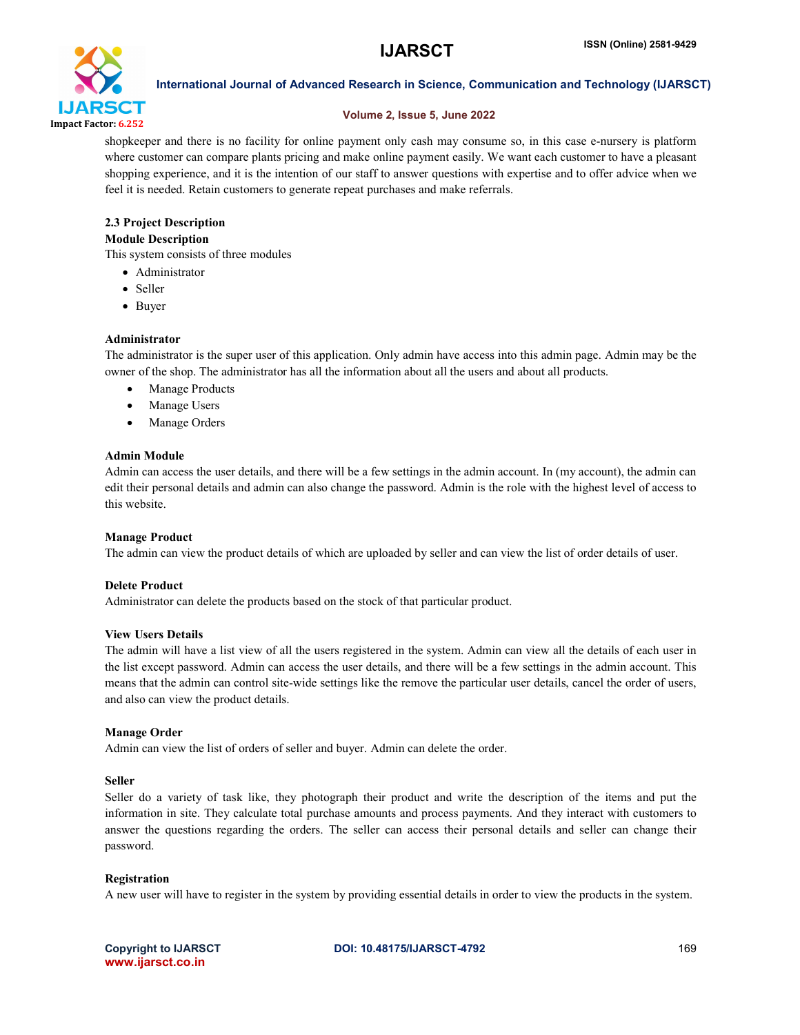shopkeeper and there is no facility for online payment only cash may consume so, in this case e-nursery is platform where customer can compare plants pricing and make online payment easily. We want each customer to have a pleasant shopping experience, and it is the intention of our staff to answer questions with expertise and to offer advice when we feel it is needed. Retain customers to generate repeat purchases and make referrals.

### 2.3 Project Description

**Module Description**

This system consists of three modules

- Administrator
- Seller
- Buyer

**Administrator**

The administrator is the super user of this application. Only admin have access into this admin page. Admin may be the owner of the shop. The administrator has all the information about all the users and about all products.

- Manage Products
- Manage Users
- Manage Orders

**Admin Module**

Admin can access the user details, and there will be a few settings in the admin account. In (my account), the admin can edit their personal details and admin can also change the password. Admin is the role with the highest level of access to this website.

**Manage Product**

The admin can view the product details of which are uploaded by seller and can view the list of order details of user.

**Delete Product**

Administrator can delete the products based on the stock of that particular product.

**View Users Details**

The admin will have a list view of all the users registered in the system. Admin can view all the details of each user in the list except password. Admin can access the user details, and there will be a few settings in the admin account. This means that the admin can control site-wide settings like the remove the particular user details, cancel the order of users, and also can view the product details.

**Manage Order**

Admin can view the list of orders of seller and buyer. Admin can delete the order.

**Seller**

Seller do a variety of task like, they photograph their product and write the description of the items and put the information in site. They calculate total purchase amounts and process payments. And they interact with customers to answer the questions regarding the orders. The seller can access their personal details and seller can change their password.

**Registration**

A new user will have to register in the system by providing essential details in order to view the products in the system.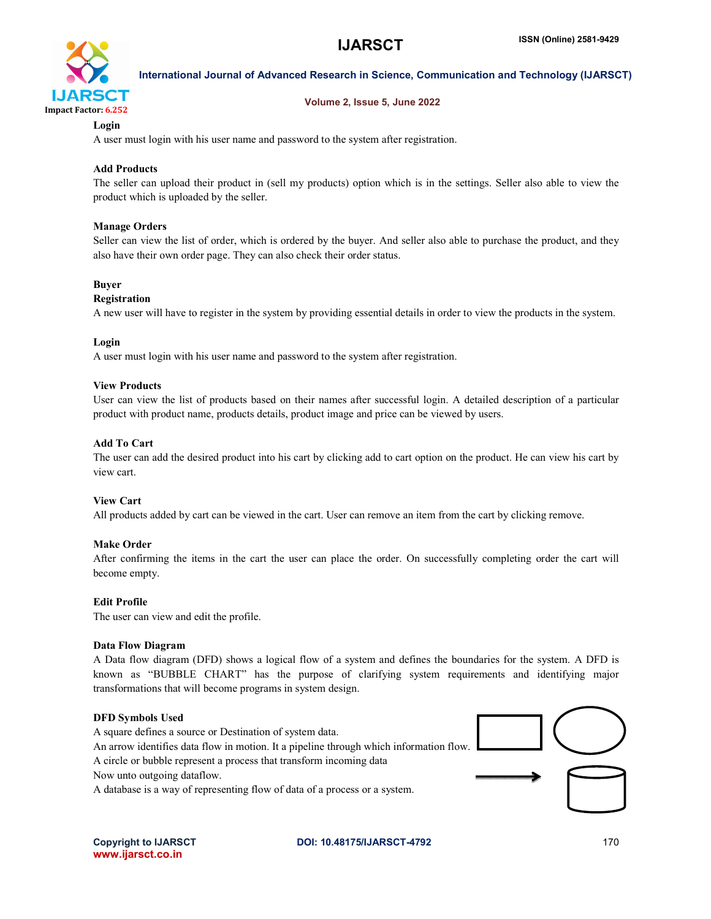**Login**

A user must login with his user name and password to the system after registration.

**Add Products**

The seller can upload their product in (sell my products) option which is in the settings. Seller also able to view the product which is uploaded by the seller.

**Manage Orders**

Seller can view the list of order, which is ordered by the buyer. And seller also able to purchase the product, and they also have their own order page. They can also check their order status.

**Buyer**

**Registration**

A new user will have to register in the system by providing essential details in order to view the products in the system.

**Login**

A user must login with his user name and password to the system after registration.

**View Products**

User can view the list of products based on their names after successful login. A detailed description of a particular product with product name, products details, product image and price can be viewed by users.

**Add To Cart**

The user can add the desired product into his cart by clicking add to cart option on the product. He can view his cart by view cart.

**View Cart**

All products added by cart can be viewed in the cart. User can remove an item from the cart by clicking remove.

**Make Order**

After confirming the items in the cart the user can place the order. On successfully completing order the cart will become empty.

**Edit Profile**

The user can view and edit the profile.

**Data Flow Diagram**

A Data flow diagram (DFD) shows a logical flow of a system and defines the boundaries for the system. A DFD is known as "BUBBLE CHART" has the purpose of clarifying system requirements and identifying major transformations that will become programs in system design.

**DFD Symbols Used**

A square defines a source or Destination of system data.
An arrow identifies data flow in motion. It a pipeline through which information flow.
A circle or bubble represent a process that transform incoming data
Now unto outgoing dataflow.
A database is a way of representing flow of data of a process or a system.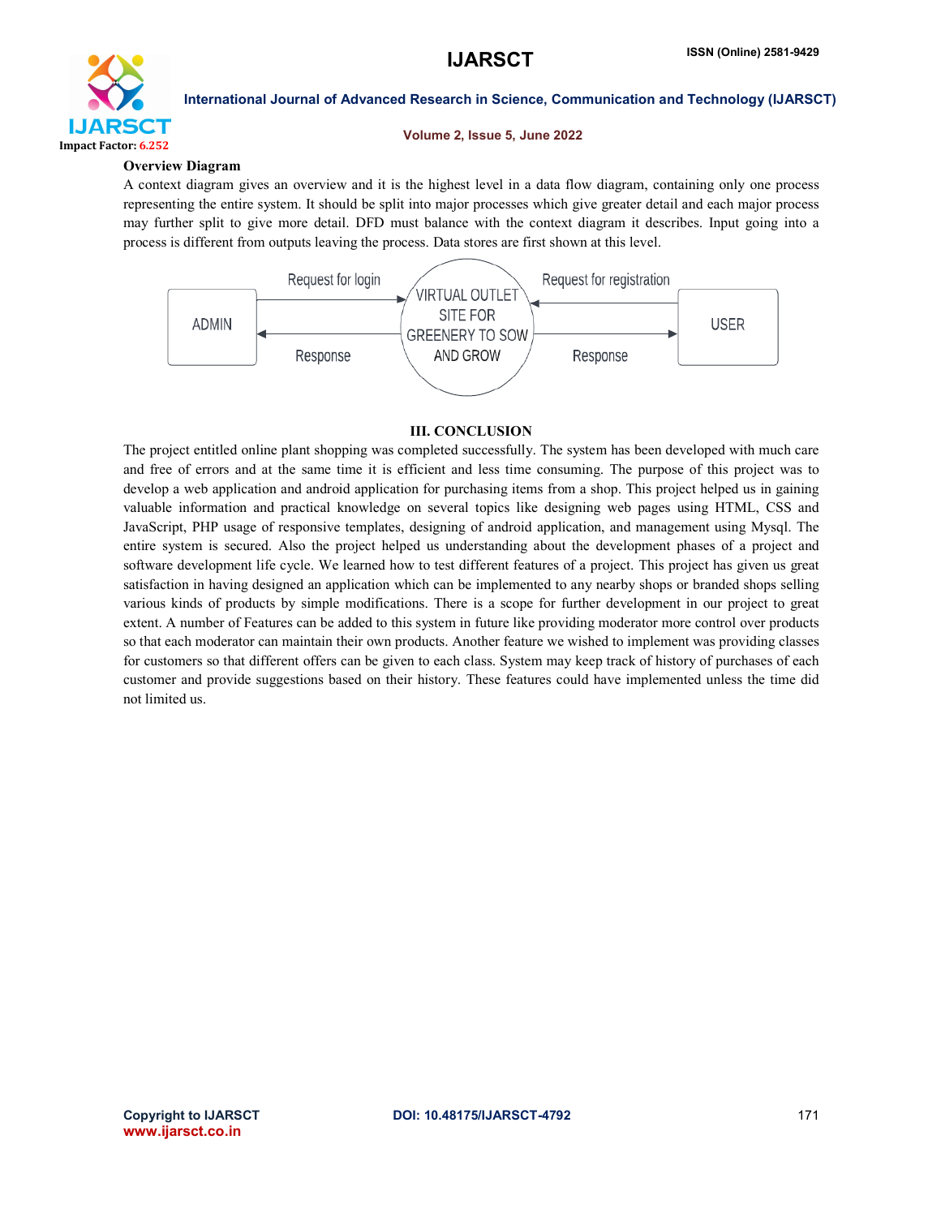**Overview Diagram**

A context diagram gives an overview and it is the highest level in a data flow diagram, containing only one process representing the entire system. It should be split into major processes which give greater detail and each major process may further split to give more detail. DFD must balance with the context diagram it describes. Input going into a process is different from outputs leaving the process. Data stores are first shown at this level.

ADMIN

Request for login

Response

VIRTUAL OUTLET SITE FOR GREENERY TO SOW AND GROW

Request for registration

Response

USER

## III. CONCLUSION

The project entitled online plant shopping was completed successfully. The system has been developed with much care and free of errors and at the same time it is efficient and less time consuming. The purpose of this project was to develop a web application and android application for purchasing items from a shop. This project helped us in gaining valuable information and practical knowledge on several topics like designing web pages using HTML, CSS and JavaScript, PHP usage of responsive templates, designing of android application, and management using Mysql. The entire system is secured. Also the project helped us understanding about the development phases of a project and software development life cycle. We learned how to test different features of a project. This project has given us great satisfaction in having designed an application which can be implemented to any nearby shops or branded shops selling various kinds of products by simple modifications. There is a scope for further development in our project to great extent. A number of Features can be added to this system in future like providing moderator more control over products so that each moderator can maintain their own products. Another feature we wished to implement was providing classes for customers so that different offers can be given to each class. System may keep track of history of purchases of each customer and provide suggestions based on their history. These features could have implemented unless the time did not limited us.